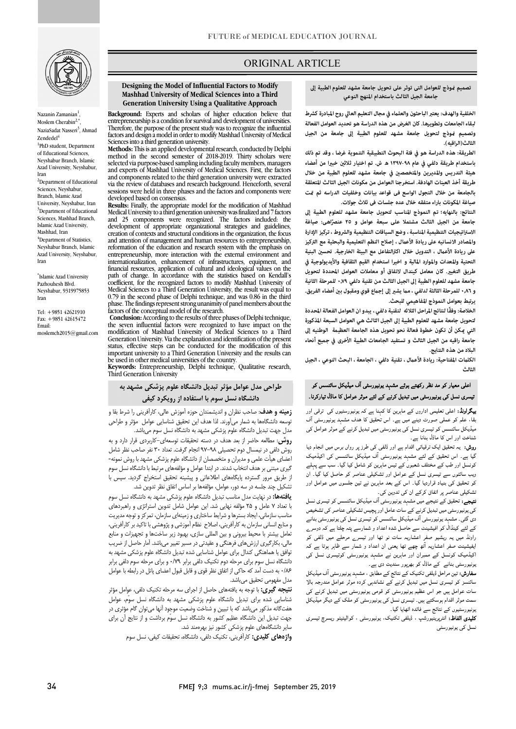ORIGINAL ARTICLE

Nazanin Zamanian[1], Moslem Cherabin[2,*], NaziaSadat Nasseri[3], Ahmad Zendedel[4]

[1]PhD student, Department of Educational Sciences, Neyshabur Branch, Islamic Azad University, Neyshabur, Iran

[2]Department of Educational Sciences, Neyshabur, Branch, Islamic Azad University, Neyshabur, Iran

[3]Department of Educational Sciences, Mashhad Branch, Islamic Azad University, Mashhad, Iran

[4]Department of Statistics, Neyshabur Branch, Islamic Azad University, Neyshabur, Iran

*Islamic Azad University Pazhouhesh Blvd. Neyshabur, 9319975853 Iran

Tel: +9851 42621910
Fax: +9851 42615472
Email: moslemch2015@gmail.com

## Designing the Model of Influential Factors to Modify Mashhad University of Medical Sciences into a Third Generation University Using a Qualitative Approach

**Background:** Experts and scholars of higher education believe that entrepreneurship is a condition for survival and development of universities. Therefore, the purpose of the present study was to recognize the influential factors and design a model in order to modify Mashhad University of Medical Sciences into a third generation university.

**Methods:** This is an applied developmental research, conducted by Delphi method in the second semester of 2018-2019. Thirty scholars were selected via purpose-based sampling including faculty members, managers and experts of Mashhad University of Medical Sciences. First, the factors and components related to the third generation university were extracted via the review of databases and research background. Henceforth, several sessions were held in three phases and the factors and components were developed based on consensus.

**Results:** Finally, the appropriate model for the modification of Mashhad Medical University to a third generation university was finalized and 7 factors and 25 components were recognized. The factors included: the development of appropriate organizational strategies and guidelines, creation of contexts and structural conditions in the organization, the focus and attention of management and human resources to entrepreneurship, reformation of the education and research system with the emphasis on entrepreneurship, more interaction with the external environment and internationalization, enhancement of infrastructures, equipment, and financial resources, application of cultural and ideological values on the path of change. In accordance with the statistics based on Kendall's coefficient, for the recognized factors to modify Mashhad University of Medical Sciences to a Third Generation University, the result was equal to 0.79 in the second phase of Delphi technique, and was 0.86 in the third phase. The findings represent strong unanimity of panel members about the factors of the conceptual model of the research.

**Conclusion:** According to the results of three phases of Delphi technique, the seven influential factors were recognized to have an impact on the modification of Mashhad University of Medical Sciences to a Third Generation University. Via the explanation and identification of the present status, effective steps can be conducted for the modification of this important university to a Third Generation University and the results can be used in other medical universities of the country.

**Keywords:** Entrepreneurship, Delphi technique, Qualitative research, Third Generation University

## طراحی مدل عوامل مؤثر تبدیل دانشگاه علوم پزشکی مشهد به دانشگاه نسل سوم با استفاده از رویکرد کیفی

**زمینه و هدف:** صاحب نظران و اندیشمندان حوزه آموزش عالی، کارآفرینی را شرط بقا و توسعه دانشگاه‌ها به شمار می‌آورند. لذا هدف این تحقیق شناسایی عوامل مؤثر و طراحی مدل جهت تبدیل دانشگاه علوم پزشکی مشهد به دانشگاه نسل سوم می‌باشد.

**روش:** مطالعه حاضر از بعد هدف در دسته تحقیقات توسعه‌ای-کاربردی قرار دارد و به روش دلفی در نیمسال دوم تحصیلی ۹۸-۹۷ انجام گرفت. تعداد ۳۰ نفر صاحب نظر شامل اعضای هیأت علمی و مدیران و متخصصان از دانشگاه علوم پزشکی مشهد با روش نمونه‌گیری مبتنی بر هدف انتخاب شدند. در ابتدا عوامل و مؤلفه‌های مرتبط با دانشگاه نسل سوم از طریق مرور گسترده پایگاه‌های اطلاعاتی و پیشینه تحقیق استخراج گردید. سپس با تشکیل چند جلسه در سه دور، عوامل، مؤلفه‌ها بر اساس اتفاق نظر تدوین شد.

**یافته‌ها:** در نهایت مدل مناسب تبدیل دانشگاه علوم پزشکی مشهد به دانشگاه نسل سوم با تعداد ۷ عامل و ۲۵ مؤلفه نهایی شد. این عوامل شامل تدوین استراتژی و راهبردهای مناسب سازمانی، ایجاد بسترها و شرایط ساختاری و زمینه‌ای سازمان، تمرکز و توجه مدیریت و منابع انسانی سازمان به کارآفرینی، اصلاح نظام آموزشی و پژوهشی با تاکید بر کارآفرینی، تعامل بیشتر با محیط بیرونی و بین المللی سازی، بهبود زیر ساخت‌ها و تجهیزات و منابع مالی، بکارگیری ارزش‌های فرهنگی و عقیدتی در مسیر تغییر می‌باشد. آمار حاصل از ضریب توافق یا هماهنگی کندال برای عوامل شناسایی شده تبدیل دانشگاه علوم پزشکی مشهد به دانشگاه نسل سوم برای مرحله دوم تکنیک دلفی برابر ۰/۷۹ و برای مرحله سوم دلفی برابر ۰/۸۶ به دست آمد که حاکی از اتفاق نظر قوی و قابل قبول اعضای پانل در رابطه با عوامل مدل مفهومی تحقیق می‌باشد.

**نتیجه گیری:** با توجه به یافته‌های حاصل از اجرای سه مرحله تکنیک دلفی، عوامل مؤثر شناسایی شده برای تبدیل دانشگاه علوم پزشکی مشهد به دانشگاه نسل سوم، عوامل هفت‌گانه مذکور می‌باشد که با تبیین و شناخت وضعیت موجود آنها می‌توان گام مؤثری در جهت تبدیل این دانشگاه عظیم کشور به دانشگاه نسل سوم برداشت و از نتایج آن برای سایر دانشگاه‌های علوم پزشکی کشور نیز بهره‌مند شد.

**واژه‌های کلیدی:** کارآفرینی، تکنیک دلفی، دانشگاه، تحقیقات کیفی، نسل سوم

## تصميم نموذج للعوامل التي تؤثر على تحويل جامعة مشهد للعلوم الطبية إلى جامعة الجيل الثالث باستخدام المنهج النوعي

**الخلفية والهدف:** يعتبر الباحثون والعلماء في مجال التعليم العالي روح المبادرة كشرط لبقاء الجامعات وتطويرها. كان الغرض من هذه الدراسة هو تحديد العوامل الفعالة وتصميم نموذج لتحويل جامعة مشهد للعلوم الطبية إلى جامعة من الجيل الثالث(الراقية).

**الطريقة:** هذه الدراسة هو في فئة البحوث التطبيقية التنموية غرضا ، وقد تم ذلك باستخدام طريقة دلفي في عام ٩٨-١٣٩٧ هـ ش. تم اختيار ثلاثين خبيرا من أعضاء هيئة التدريس والمديرين والمتخصصين في جامعة مشهد للعلوم الطبية من خلال طريقة أخذ العينات الهادفة. استخرجنا العوامل من مكونات الجيل الثالث المتعلقة بالجامعة من خلال التجوال الواسع في قواعد بيانات وخلفيات الدراسه ثم تمت صياغة المكونات باراء متفقه خلال عده جلسات فى ثلاث جولات.

**النتائج:** بالنهايه؛ تم النموذج المناسب لتحويل جامعة مشهد للعلوم الطبية إلى جامعة من الجيل الثالث مشتملا على سبعة عوامل و ٢٥ عنصراًهي: صياغة الاستراتيجيات التنظيمية المناسبة ، وضع السياقات التنظيمية والشروط ، تركيز الإدارة والمصادر الانسانيه على ريادة الأعمال ، إصلاح النظم التعليمية والبحثية مع التركيز على ريادة الأعمال ، التدويل خلال اكثرالتفاعل مع البيئة الخارجية. تحسين البنية التحتية والمعدات والموارد المالية و اخيرا استخدام القيم الثقافية والأيديولوجية في طريق التغيير. كان معامل كيندال لاتفاق أو معاملات العوامل المحددة لتحويل جامعة مشهد للعلوم الطبية إلى الجيل الثالث من تقنية دلفي ٠،٧٩ للمرحلة الثانية و ٠،٨٦ للمرحلة الثالثة لدلفي ، مما يشير إلى إجماع قوي ومقبول بين أعضاء الفريق. يرتبط بالعوامل النموذج المفاهيمي للبحث.

**الخلاصة:** وفقًا لنتائج المراحل الثلاثة لتقنية دلفي ، يبدو ان العوامل الفعالة المحددة لتحويل جامعة مشهد للعلوم الطبية إلى الجيل الثالث هي العوامل السبعة المذكورة التي يمكن أن تكون خطوة فعالة نحو تحويل هذه الجامعة العظيمة الوطنيه إلى جامعة راقيه من الجيل الثالث و تستفيد الجامعات الطبية الأخرى في جميع أنحاء البلاد من هذه النتايج.

**الكلمات المفتاحية:** ريادة الأعمال ، تقنية دلفي ، الجامعة ، البحث النوعي ، الجيل الثالث

## اعلی معیار کو مد نظر رکھتے ہوئے مشہد یونیورسٹی آف میڈیکل سائنسس کو تیسری نسل کی یونیورسٹی میں تبدیل کرنے کے لئے موثر عوامل کا ماڈل تیارکرنا۔

**بیک گراونڈ:** اعلی تعلیمی اداروں کے ماہرین کا کہنا ہے کہ یونیورسٹیوں کی ترقی اور بقا، علم کو عملی صورت دینے میں ہے۔ اس تحقیق کا ھدف مشہد یونیورسٹی آف میڈیکل سائنسس کو تیسری نسل کی یونیورسٹی میں تبدیل کرنے کے موثر عوامل کی شناخت اور اس کا ماڈل بنانا ہے۔

**روش:** یہ تحقیق ایک ترقیاتی اقدام ہے اور ڈلفی کی طرز پر رواں برس میں انجام دیا گیا ہے۔ اس تحقیق کے لئے مشہد یونیورسٹی آف میڈیکل سائنسس کی اکیڈمیک کونسل اور طب کے مختلف شعبوں کے تیس ماہرین کو شامل کیا گیا۔ سب سے پہلے ویب سائٹوں سے تیسری نسل کے عوامل اور تشکیلی عناصر کو حاصل کیا گیا۔ ان کو تحقیق کی بنیاد قراردیا گیا۔ اس کے بعد ماہرین نے تین جلسوں میں عوامل اور تشکیلی عناصر پر اتفاق کرکے ان کی تدوین کی۔

**نتیجے:** تحقیق کے نتیجے میں مشہد یونیورسٹی آف میڈیکل سائنسس کو تیسری نسل کی یونیورسٹی میں تبدیل کرنے کے سات عامل اور پچیس تشکیلی عناصر کی تشخیص دی گئی۔ مشہد یونیورسٹی آف میڈیکل سائنسس کو تیسری نسل کی یونیورسٹی بنانے کے لئے کینڈال کو ایفیشینٹ سے حاصل شدہ اعداد و شمارسے پتہ چلتا ہے کہ دوسرے راونڈ میں یہ ریشیو صفر اعشاریہ سات نو تھا اور تیسرے مرحلے میں ڈلفی کو ایفیشینٹ صفر اعشاریہ آٹھ چھے تھا یعنی ان اعداد و شمار سے ظاہر ہوتا ہے کہ اکیڈمیک کونسل کے ممبران اور ماہرین نے مشہد یونیورسٹی کوتیسری نسل کی یونیورسٹی بنانے کے ماڈل کو بھرپور سندیت دی ہے۔

**سفارش:** تین مراحل ڈیلفی تکنیک کے نتائج کے مطابق ، مشہد یونیورسٹی آف میڈیکل سائنسز کو تیسری نسل میں تبدیل کرنے کے نشاندہی کردہ موثر عوامل مندرجہ بالا سات عوامل ہیں جو اس عظیم یونیورسٹی کو قومی یونیورسٹی میں تبدیل کرنے کی سمت موثر اقدام ہوسکتے ہیں۔ تیسری نسل کی یونیورسٹی کو ملک کے دیگر میڈیکل یونیورسٹیوں کے نتائج سے فائدہ اٹھایا گیا۔

**کلیدی الفاظ:** انٹرپرینیورشپ ، ڈیلفی تکنیک، یونیورسٹی ، کوالیٹیٹو ریسرچ تیسری نسل کی یونیورسٹی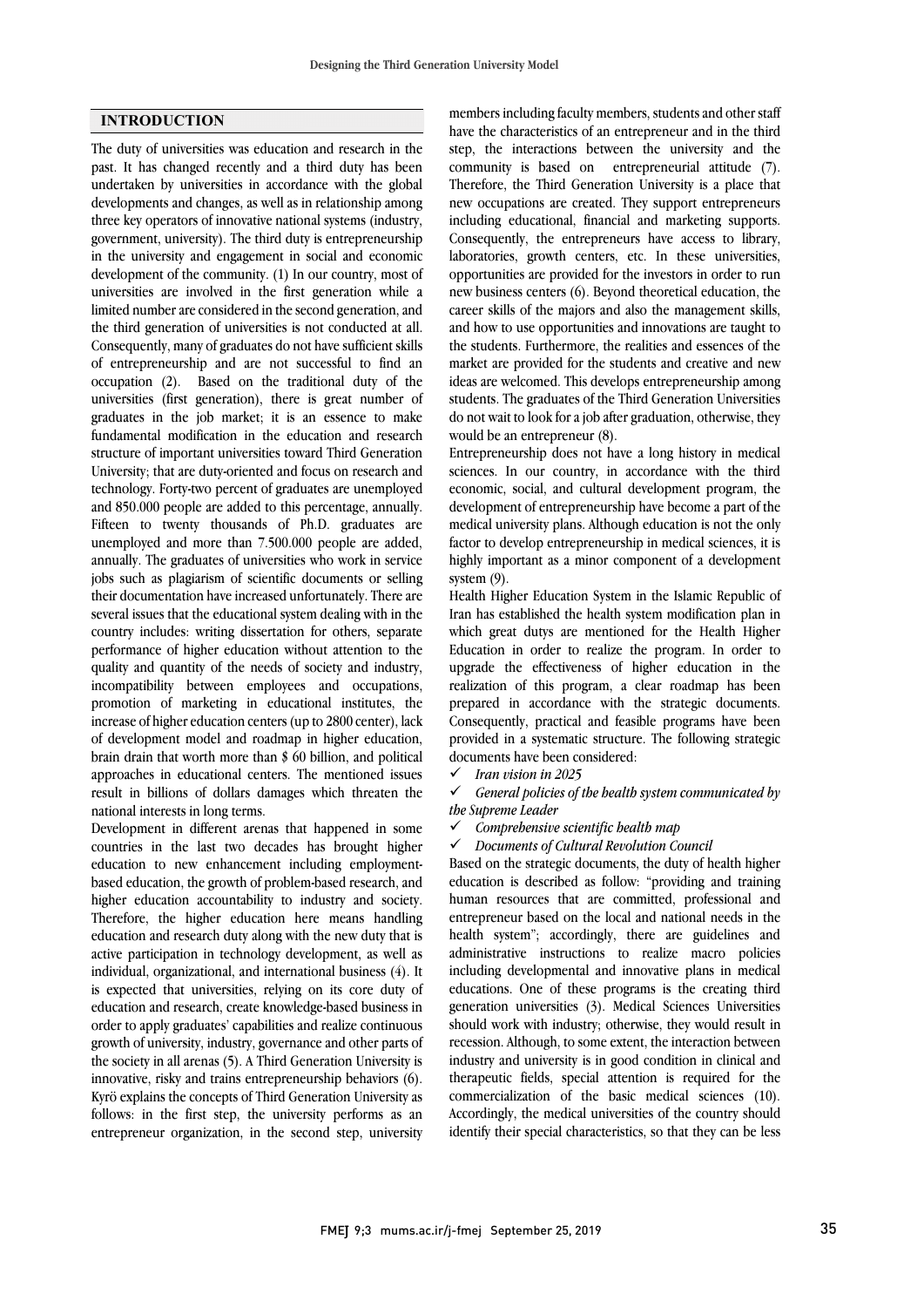## INTRODUCTION

The duty of universities was education and research in the past. It has changed recently and a third duty has been undertaken by universities in accordance with the global developments and changes, as well as in relationship among three key operators of innovative national systems (industry, government, university). The third duty is entrepreneurship in the university and engagement in social and economic development of the community. (1) In our country, most of universities are involved in the first generation while a limited number are considered in the second generation, and the third generation of universities is not conducted at all. Consequently, many of graduates do not have sufficient skills of entrepreneurship and are not successful to find an occupation (2). Based on the traditional duty of the universities (first generation), there is great number of graduates in the job market; it is an essence to make fundamental modification in the education and research structure of important universities toward Third Generation University; that are duty-oriented and focus on research and technology. Forty-two percent of graduates are unemployed and 850.000 people are added to this percentage, annually. Fifteen to twenty thousands of Ph.D. graduates are unemployed and more than 7.500.000 people are added, annually. The graduates of universities who work in service jobs such as plagiarism of scientific documents or selling their documentation have increased unfortunately. There are several issues that the educational system dealing with in the country includes: writing dissertation for others, separate performance of higher education without attention to the quality and quantity of the needs of society and industry, incompatibility between employees and occupations, promotion of marketing in educational institutes, the increase of higher education centers (up to 2800 center), lack of development model and roadmap in higher education, brain drain that worth more than $ 60 billion, and political approaches in educational centers. The mentioned issues result in billions of dollars damages which threaten the national interests in long terms.

Development in different arenas that happened in some countries in the last two decades has brought higher education to new enhancement including employment-based education, the growth of problem-based research, and higher education accountability to industry and society. Therefore, the higher education here means handling education and research duty along with the new duty that is active participation in technology development, as well as individual, organizational, and international business (4). It is expected that universities, relying on its core duty of education and research, create knowledge-based business in order to apply graduates' capabilities and realize continuous growth of university, industry, governance and other parts of the society in all arenas (5). A Third Generation University is innovative, risky and trains entrepreneurship behaviors (6). Kyrö explains the concepts of Third Generation University as follows: in the first step, the university performs as an entrepreneur organization, in the second step, university members including faculty members, students and other staff have the characteristics of an entrepreneur and in the third step, the interactions between the university and the community is based on entrepreneurial attitude (7). Therefore, the Third Generation University is a place that new occupations are created. They support entrepreneurs including educational, financial and marketing supports. Consequently, the entrepreneurs have access to library, laboratories, growth centers, etc. In these universities, opportunities are provided for the investors in order to run new business centers (6). Beyond theoretical education, the career skills of the majors and also the management skills, and how to use opportunities and innovations are taught to the students. Furthermore, the realities and essences of the market are provided for the students and creative and new ideas are welcomed. This develops entrepreneurship among students. The graduates of the Third Generation Universities do not wait to look for a job after graduation, otherwise, they would be an entrepreneur (8).

Entrepreneurship does not have a long history in medical sciences. In our country, in accordance with the third economic, social, and cultural development program, the development of entrepreneurship have become a part of the medical university plans. Although education is not the only factor to develop entrepreneurship in medical sciences, it is highly important as a minor component of a development system (9).

Health Higher Education System in the Islamic Republic of Iran has established the health system modification plan in which great dutys are mentioned for the Health Higher Education in order to realize the program. In order to upgrade the effectiveness of higher education in the realization of this program, a clear roadmap has been prepared in accordance with the strategic documents. Consequently, practical and feasible programs have been provided in a systematic structure. The following strategic documents have been considered:

- ✓ *Iran vision in 2025*
- ✓ *General policies of the health system communicated by the Supreme Leader*
- ✓ *Comprehensive scientific health map*
- ✓ *Documents of Cultural Revolution Council*

Based on the strategic documents, the duty of health higher education is described as follow: "providing and training human resources that are committed, professional and entrepreneur based on the local and national needs in the health system"; accordingly, there are guidelines and administrative instructions to realize macro policies including developmental and innovative plans in medical educations. One of these programs is the creating third generation universities (3). Medical Sciences Universities should work with industry; otherwise, they would result in recession. Although, to some extent, the interaction between industry and university is in good condition in clinical and therapeutic fields, special attention is required for the commercialization of the basic medical sciences (10). Accordingly, the medical universities of the country should identify their special characteristics, so that they can be less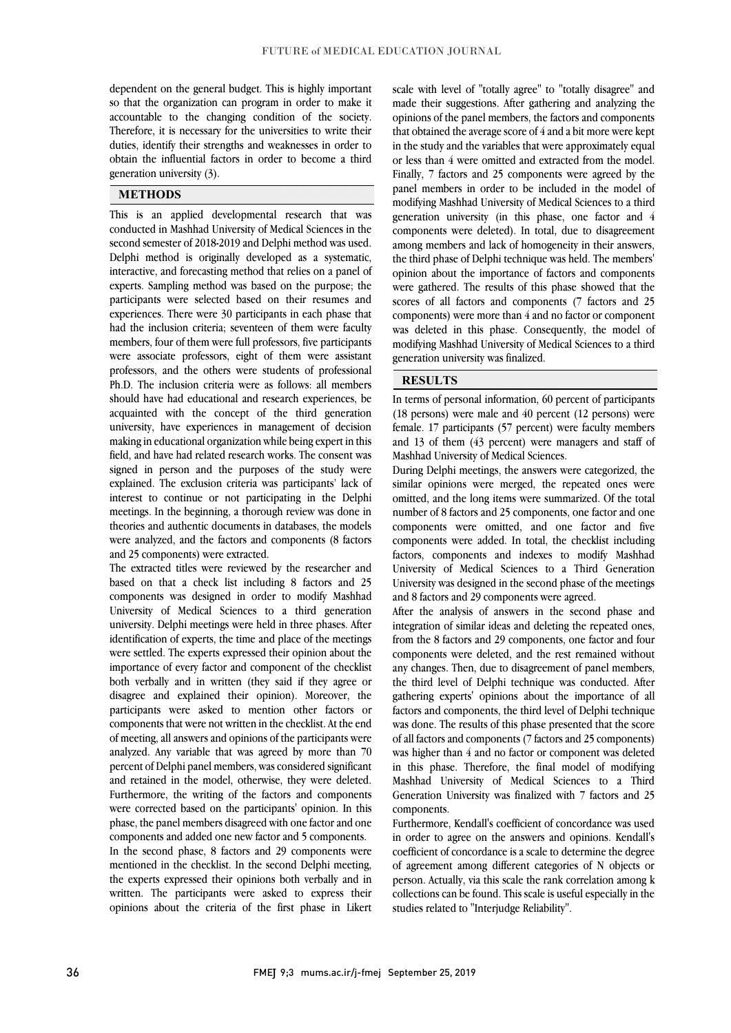dependent on the general budget. This is highly important so that the organization can program in order to make it accountable to the changing condition of the society. Therefore, it is necessary for the universities to write their duties, identify their strengths and weaknesses in order to obtain the influential factors in order to become a third generation university (3).

## METHODS

This is an applied developmental research that was conducted in Mashhad University of Medical Sciences in the second semester of 2018-2019 and Delphi method was used. Delphi method is originally developed as a systematic, interactive, and forecasting method that relies on a panel of experts. Sampling method was based on the purpose; the participants were selected based on their resumes and experiences. There were 30 participants in each phase that had the inclusion criteria; seventeen of them were faculty members, four of them were full professors, five participants were associate professors, eight of them were assistant professors, and the others were students of professional Ph.D. The inclusion criteria were as follows: all members should have had educational and research experiences, be acquainted with the concept of the third generation university, have experiences in management of decision making in educational organization while being expert in this field, and have had related research works. The consent was signed in person and the purposes of the study were explained. The exclusion criteria was participants' lack of interest to continue or not participating in the Delphi meetings. In the beginning, a thorough review was done in theories and authentic documents in databases, the models were analyzed, and the factors and components (8 factors and 25 components) were extracted.

The extracted titles were reviewed by the researcher and based on that a check list including 8 factors and 25 components was designed in order to modify Mashhad University of Medical Sciences to a third generation university. Delphi meetings were held in three phases. After identification of experts, the time and place of the meetings were settled. The experts expressed their opinion about the importance of every factor and component of the checklist both verbally and in written (they said if they agree or disagree and explained their opinion). Moreover, the participants were asked to mention other factors or components that were not written in the checklist. At the end of meeting, all answers and opinions of the participants were analyzed. Any variable that was agreed by more than 70 percent of Delphi panel members, was considered significant and retained in the model, otherwise, they were deleted. Furthermore, the writing of the factors and components were corrected based on the participants' opinion. In this phase, the panel members disagreed with one factor and one components and added one new factor and 5 components.

In the second phase, 8 factors and 29 components were mentioned in the checklist. In the second Delphi meeting, the experts expressed their opinions both verbally and in written. The participants were asked to express their opinions about the criteria of the first phase in Likert scale with level of "totally agree" to "totally disagree" and made their suggestions. After gathering and analyzing the opinions of the panel members, the factors and components that obtained the average score of 4 and a bit more were kept in the study and the variables that were approximately equal or less than 4 were omitted and extracted from the model. Finally, 7 factors and 25 components were agreed by the panel members in order to be included in the model of modifying Mashhad University of Medical Sciences to a third generation university (in this phase, one factor and 4 components were deleted). In total, due to disagreement among members and lack of homogeneity in their answers, the third phase of Delphi technique was held. The members' opinion about the importance of factors and components were gathered. The results of this phase showed that the scores of all factors and components (7 factors and 25 components) were more than 4 and no factor or component was deleted in this phase. Consequently, the model of modifying Mashhad University of Medical Sciences to a third generation university was finalized.

## RESULTS

In terms of personal information, 60 percent of participants (18 persons) were male and 40 percent (12 persons) were female. 17 participants (57 percent) were faculty members and 13 of them (43 percent) were managers and staff of Mashhad University of Medical Sciences.

During Delphi meetings, the answers were categorized, the similar opinions were merged, the repeated ones were omitted, and the long items were summarized. Of the total number of 8 factors and 25 components, one factor and one components were omitted, and one factor and five components were added. In total, the checklist including factors, components and indexes to modify Mashhad University of Medical Sciences to a Third Generation University was designed in the second phase of the meetings and 8 factors and 29 components were agreed.

After the analysis of answers in the second phase and integration of similar ideas and deleting the repeated ones, from the 8 factors and 29 components, one factor and four components were deleted, and the rest remained without any changes. Then, due to disagreement of panel members, the third level of Delphi technique was conducted. After gathering experts' opinions about the importance of all factors and components, the third level of Delphi technique was done. The results of this phase presented that the score of all factors and components (7 factors and 25 components) was higher than 4 and no factor or component was deleted in this phase. Therefore, the final model of modifying Mashhad University of Medical Sciences to a Third Generation University was finalized with 7 factors and 25 components.

Furthermore, Kendall's coefficient of concordance was used in order to agree on the answers and opinions. Kendall's coefficient of concordance is a scale to determine the degree of agreement among different categories of N objects or person. Actually, via this scale the rank correlation among k collections can be found. This scale is useful especially in the studies related to "Interjudge Reliability".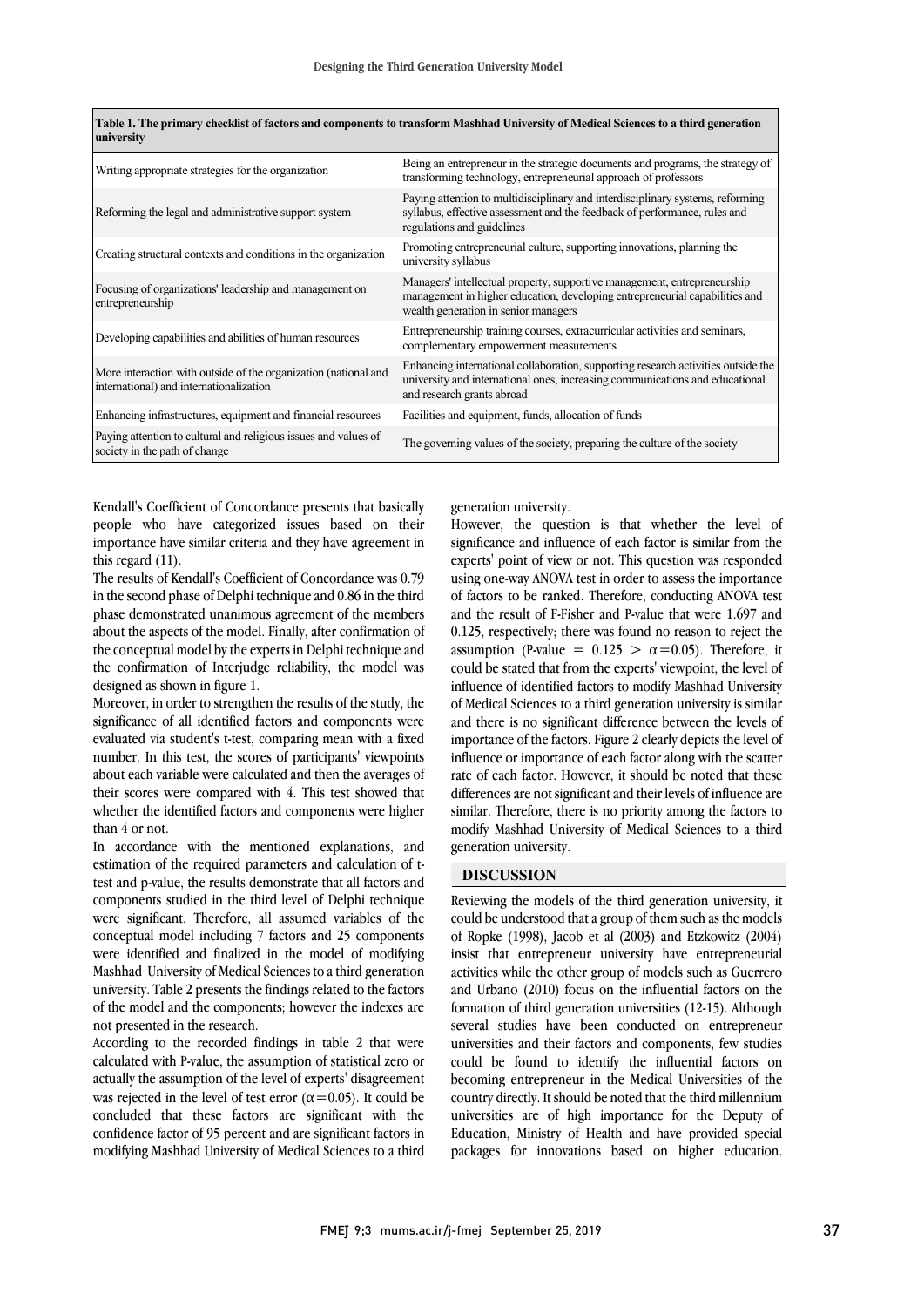**Table 1. The primary checklist of factors and components to transform Mashhad University of Medical Sciences to a third generation university**

| | |
|---|---|
| Writing appropriate strategies for the organization | Being an entrepreneur in the strategic documents and programs, the strategy of transforming technology, entrepreneurial approach of professors |
| Reforming the legal and administrative support system | Paying attention to multidisciplinary and interdisciplinary systems, reforming syllabus, effective assessment and the feedback of performance, rules and regulations and guidelines |
| Creating structural contexts and conditions in the organization | Promoting entrepreneurial culture, supporting innovations, planning the university syllabus |
| Focusing of organizations' leadership and management on entrepreneurship | Managers' intellectual property, supportive management, entrepreneurship management in higher education, developing entrepreneurial capabilities and wealth generation in senior managers |
| Developing capabilities and abilities of human resources | Entrepreneurship training courses, extracurricular activities and seminars, complementary empowerment measurements |
| More interaction with outside of the organization (national and international) and internationalization | Enhancing international collaboration, supporting research activities outside the university and international ones, increasing communications and educational and research grants abroad |
| Enhancing infrastructures, equipment and financial resources | Facilities and equipment, funds, allocation of funds |
| Paying attention to cultural and religious issues and values of society in the path of change | The governing values of the society, preparing the culture of the society |

Kendall's Coefficient of Concordance presents that basically people who have categorized issues based on their importance have similar criteria and they have agreement in this regard (11).

The results of Kendall's Coefficient of Concordance was 0.79 in the second phase of Delphi technique and 0.86 in the third phase demonstrated unanimous agreement of the members about the aspects of the model. Finally, after confirmation of the conceptual model by the experts in Delphi technique and the confirmation of Interjudge reliability, the model was designed as shown in figure 1.

Moreover, in order to strengthen the results of the study, the significance of all identified factors and components were evaluated via student's t-test, comparing mean with a fixed number. In this test, the scores of participants' viewpoints about each variable were calculated and then the averages of their scores were compared with 4. This test showed that whether the identified factors and components were higher than 4 or not.

In accordance with the mentioned explanations, and estimation of the required parameters and calculation of t-test and p-value, the results demonstrate that all factors and components studied in the third level of Delphi technique were significant. Therefore, all assumed variables of the conceptual model including 7 factors and 25 components were identified and finalized in the model of modifying Mashhad University of Medical Sciences to a third generation university. Table 2 presents the findings related to the factors of the model and the components; however the indexes are not presented in the research.

According to the recorded findings in table 2 that were calculated with P-value, the assumption of statistical zero or actually the assumption of the level of experts' disagreement was rejected in the level of test error ($\alpha=0.05$). It could be concluded that these factors are significant with the confidence factor of 95 percent and are significant factors in modifying Mashhad University of Medical Sciences to a third generation university.

However, the question is that whether the level of significance and influence of each factor is similar from the experts' point of view or not. This question was responded using one-way ANOVA test in order to assess the importance of factors to be ranked. Therefore, conducting ANOVA test and the result of F-Fisher and P-value that were 1.697 and 0.125, respectively; there was found no reason to reject the assumption (P-value $= 0.125 > \alpha=0.05$). Therefore, it could be stated that from the experts' viewpoint, the level of influence of identified factors to modify Mashhad University of Medical Sciences to a third generation university is similar and there is no significant difference between the levels of importance of the factors. Figure 2 clearly depicts the level of influence or importance of each factor along with the scatter rate of each factor. However, it should be noted that these differences are not significant and their levels of influence are similar. Therefore, there is no priority among the factors to modify Mashhad University of Medical Sciences to a third generation university.

## DISCUSSION

Reviewing the models of the third generation university, it could be understood that a group of them such as the models of Ropke (1998), Jacob et al (2003) and Etzkowitz (2004) insist that entrepreneur university have entrepreneurial activities while the other group of models such as Guerrero and Urbano (2010) focus on the influential factors on the formation of third generation universities (12-15). Although several studies have been conducted on entrepreneur universities and their factors and components, few studies could be found to identify the influential factors on becoming entrepreneur in the Medical Universities of the country directly. It should be noted that the third millennium universities are of high importance for the Deputy of Education, Ministry of Health and have provided special packages for innovations based on higher education.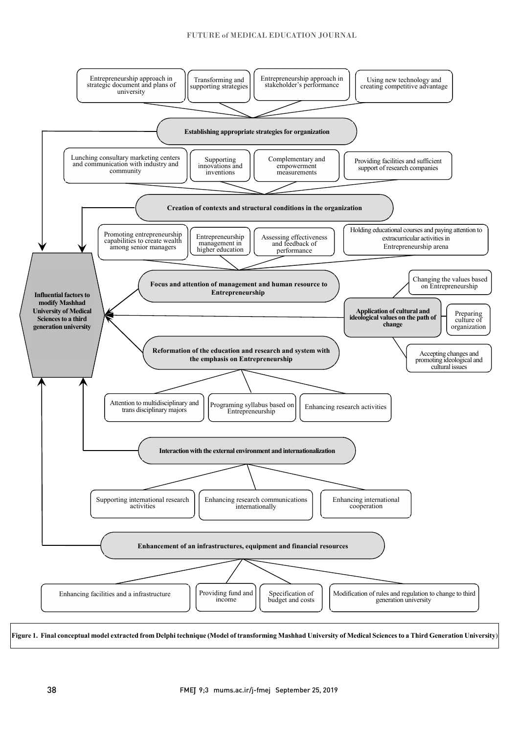**Influential factors to modify Mashhad University of Medical Sciences to a third generation university**

**Establishing appropriate strategies for organization**
- Entrepreneurship approach in strategic document and plans of university
- Transforming and supporting strategies
- Entrepreneurship approach in stakeholder's performance
- Using new technology and creating competitive advantage

**Creation of contexts and structural conditions in the organization**
- Lunching consultary marketing centers and communication with industry and community
- Supporting innovations and inventions
- Complementary and empowerment measurements
- Providing facilities and sufficient support of research companies

**Focus and attention of management and human resource to Entrepreneurship**
- Promoting entrepreneurship capabilities to create wealth among senior managers
- Entrepreneurship management in higher education
- Assessing effectiveness and feedback of performance
- Holding educational courses and paying attention to extracurricular activities in Entrepreneurship arena

**Application of cultural and ideological values on the path of change**
- Changing the values based on Entrepreneurship
- Preparing culture of organization
- Accepting changes and promoting ideological and cultural issues

**Reformation of the education and research and system with the emphasis on Entrepreneurship**
- Attention to multidisciplinary and trans disciplinary majors
- Programing syllabus based on Entrepreneurship
- Enhancing research activities

**Interaction with the external environment and internationalization**
- Supporting international research activities
- Enhancing research communications internationally
- Enhancing international cooperation

**Enhancement of an infrastructures, equipment and financial resources**
- Enhancing facilities and a infrastructure
- Providing fund and income
- Specification of budget and costs
- Modification of rules and regulation to change to third generation university

**Figure 1. Final conceptual model extracted from Delphi technique (Model of transforming Mashhad University of Medical Sciences to a Third Generation University)**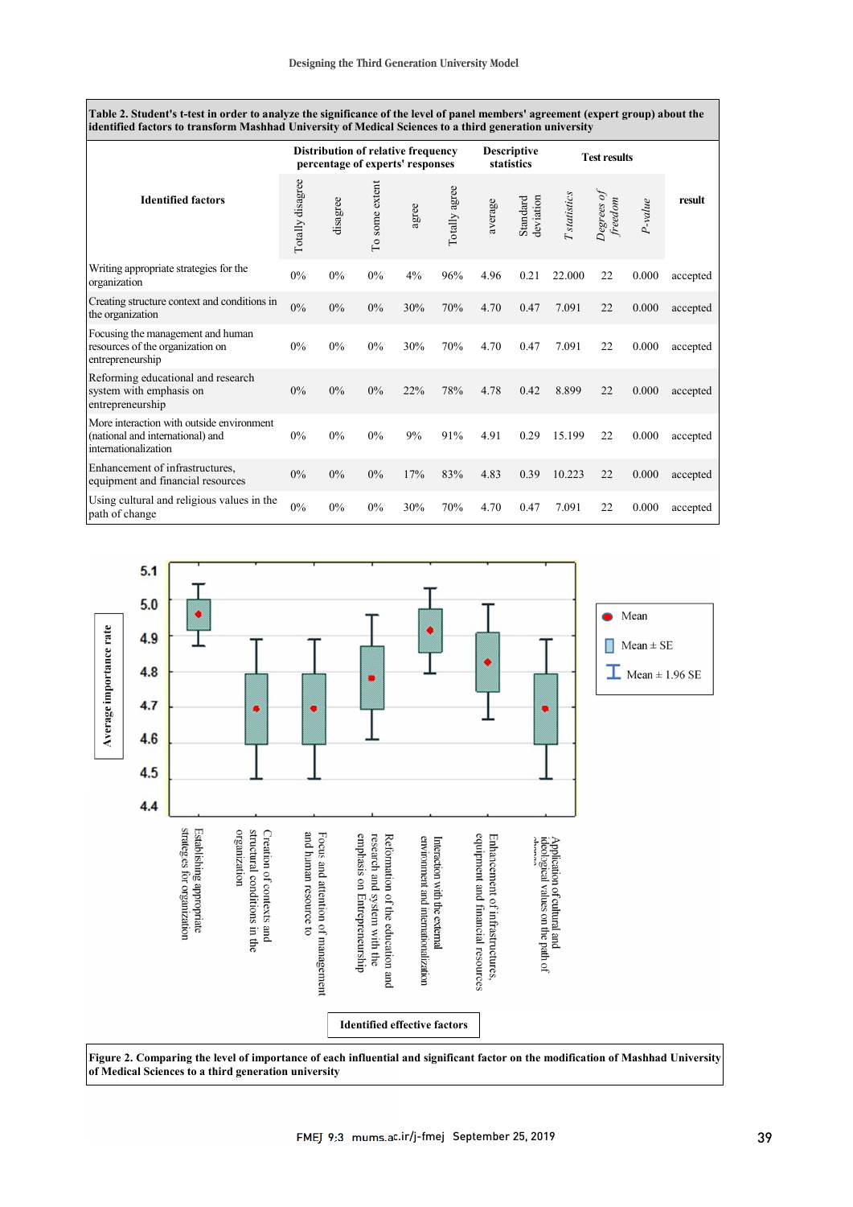**Table 2. Student's t-test in order to analyze the significance of the level of panel members' agreement (expert group) about the identified factors to transform Mashhad University of Medical Sciences to a third generation university**

| Identified factors | Distribution of relative frequency percentage of experts' responses | | | | | Descriptive statistics | | Test results | | | result |
|---|---|---|---|---|---|---|---|---|---|---|---|
| | Totally disagree | disagree | To some extent | agree | Totally agree | average | Standard deviation | *T statistics* | *Degrees of freedom* | *P-value* | |
| Writing appropriate strategies for the organization | 0% | 0% | 0% | 4% | 96% | 4.96 | 0.21 | 22.000 | 22 | 0.000 | accepted |
| Creating structure context and conditions in the organization | 0% | 0% | 0% | 30% | 70% | 4.70 | 0.47 | 7.091 | 22 | 0.000 | accepted |
| Focusing the management and human resources of the organization on entrepreneurship | 0% | 0% | 0% | 30% | 70% | 4.70 | 0.47 | 7.091 | 22 | 0.000 | accepted |
| Reforming educational and research system with emphasis on entrepreneurship | 0% | 0% | 0% | 22% | 78% | 4.78 | 0.42 | 8.899 | 22 | 0.000 | accepted |
| More interaction with outside environment (national and international) and internationalization | 0% | 0% | 0% | 9% | 91% | 4.91 | 0.29 | 15.199 | 22 | 0.000 | accepted |
| Enhancement of infrastructures, equipment and financial resources | 0% | 0% | 0% | 17% | 83% | 4.83 | 0.39 | 10.223 | 22 | 0.000 | accepted |
| Using cultural and religious values in the path of change | 0% | 0% | 0% | 30% | 70% | 4.70 | 0.47 | 7.091 | 22 | 0.000 | accepted |

Average importance rate

5.1
5.0
4.9
4.8
4.7
4.6
4.5
4.4

Mean
Mean ± SE
Mean ± 1.96 SE

Establishing appropriate strategies for organization
Creation of contexts and structural conditions in the organization
Focus and attention of management and human resource to
Reformation of the education and research and system with the emphasis on Entrepreneurship
Interaction with the external environment and internationalization
Enhancement of infrastructures, equipment and financial resources
Application of cultural and ideological values on the path of change

Identified effective factors

**Figure 2. Comparing the level of importance of each influential and significant factor on the modification of Mashhad University of Medical Sciences to a third generation university**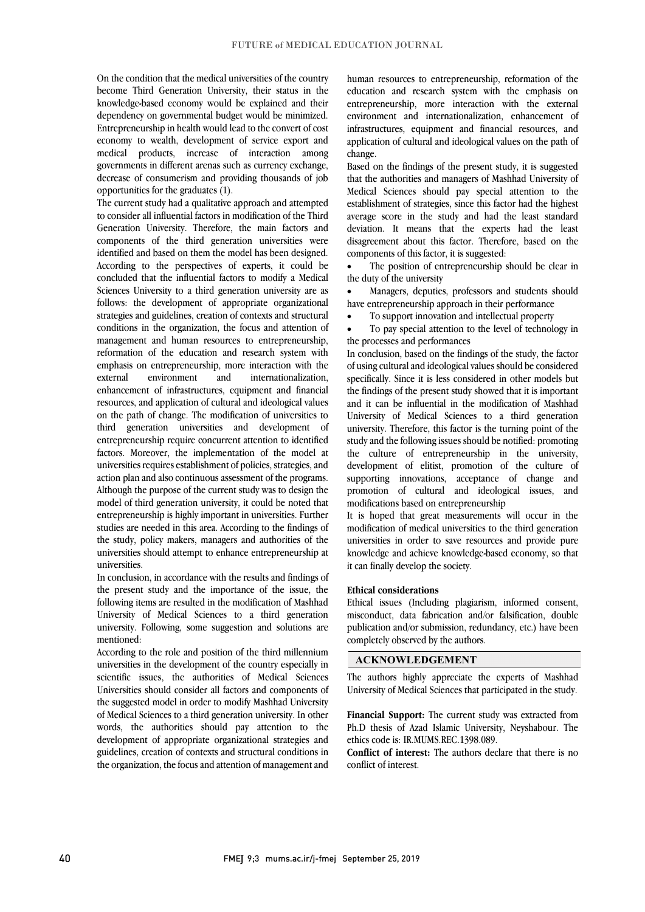On the condition that the medical universities of the country become Third Generation University, their status in the knowledge-based economy would be explained and their dependency on governmental budget would be minimized. Entrepreneurship in health would lead to the convert of cost economy to wealth, development of service export and medical products, increase of interaction among governments in different arenas such as currency exchange, decrease of consumerism and providing thousands of job opportunities for the graduates (1).

The current study had a qualitative approach and attempted to consider all influential factors in modification of the Third Generation University. Therefore, the main factors and components of the third generation universities were identified and based on them the model has been designed. According to the perspectives of experts, it could be concluded that the influential factors to modify a Medical Sciences University to a third generation university are as follows: the development of appropriate organizational strategies and guidelines, creation of contexts and structural conditions in the organization, the focus and attention of management and human resources to entrepreneurship, reformation of the education and research system with emphasis on entrepreneurship, more interaction with the external environment and internationalization, enhancement of infrastructures, equipment and financial resources, and application of cultural and ideological values on the path of change. The modification of universities to third generation universities and development of entrepreneurship require concurrent attention to identified factors. Moreover, the implementation of the model at universities requires establishment of policies, strategies, and action plan and also continuous assessment of the programs. Although the purpose of the current study was to design the model of third generation university, it could be noted that entrepreneurship is highly important in universities. Further studies are needed in this area. According to the findings of the study, policy makers, managers and authorities of the universities should attempt to enhance entrepreneurship at universities.

In conclusion, in accordance with the results and findings of the present study and the importance of the issue, the following items are resulted in the modification of Mashhad University of Medical Sciences to a third generation university. Following, some suggestion and solutions are mentioned:

According to the role and position of the third millennium universities in the development of the country especially in scientific issues, the authorities of Medical Sciences Universities should consider all factors and components of the suggested model in order to modify Mashhad University of Medical Sciences to a third generation university. In other words, the authorities should pay attention to the development of appropriate organizational strategies and guidelines, creation of contexts and structural conditions in the organization, the focus and attention of management and human resources to entrepreneurship, reformation of the education and research system with the emphasis on entrepreneurship, more interaction with the external environment and internationalization, enhancement of infrastructures, equipment and financial resources, and application of cultural and ideological values on the path of change.

Based on the findings of the present study, it is suggested that the authorities and managers of Mashhad University of Medical Sciences should pay special attention to the establishment of strategies, since this factor had the highest average score in the study and had the least standard deviation. It means that the experts had the least disagreement about this factor. Therefore, based on the components of this factor, it is suggested:

- The position of entrepreneurship should be clear in the duty of the university
- Managers, deputies, professors and students should have entrepreneurship approach in their performance
- To support innovation and intellectual property
- To pay special attention to the level of technology in the processes and performances

In conclusion, based on the findings of the study, the factor of using cultural and ideological values should be considered specifically. Since it is less considered in other models but the findings of the present study showed that it is important and it can be influential in the modification of Mashhad University of Medical Sciences to a third generation university. Therefore, this factor is the turning point of the study and the following issues should be notified: promoting the culture of entrepreneurship in the university, development of elitist, promotion of the culture of supporting innovations, acceptance of change and promotion of cultural and ideological issues, and modifications based on entrepreneurship

It is hoped that great measurements will occur in the modification of medical universities to the third generation universities in order to save resources and provide pure knowledge and achieve knowledge-based economy, so that it can finally develop the society.

### Ethical considerations

Ethical issues (Including plagiarism, informed consent, misconduct, data fabrication and/or falsification, double publication and/or submission, redundancy, etc.) have been completely observed by the authors.

## ACKNOWLEDGEMENT

The authors highly appreciate the experts of Mashhad University of Medical Sciences that participated in the study.

**Financial Support:** The current study was extracted from Ph.D thesis of Azad Islamic University, Neyshabour. The ethics code is: IR.MUMS.REC.1398.089.

**Conflict of interest:** The authors declare that there is no conflict of interest.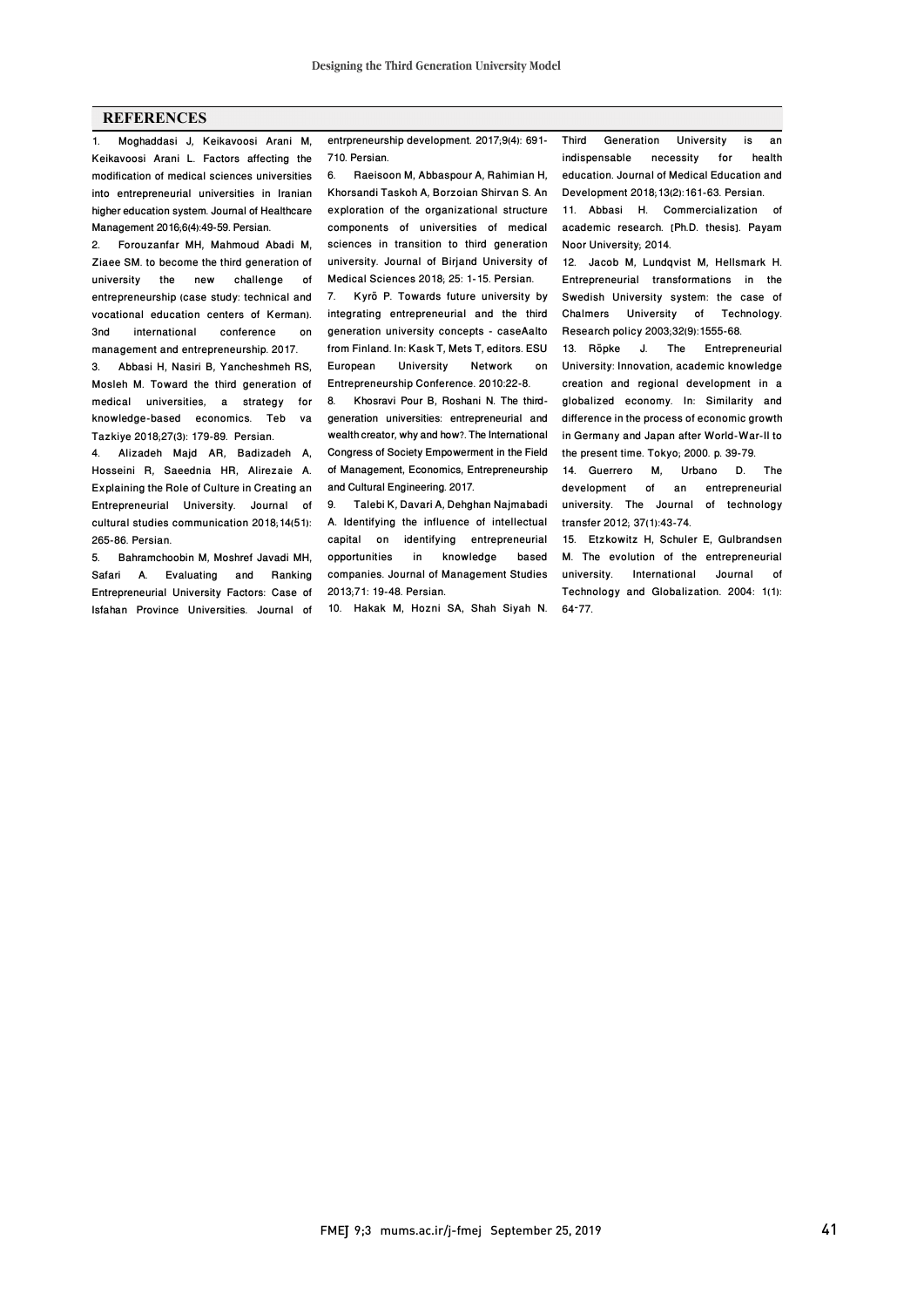## REFERENCES

1. Moghaddasi J, Keikavoosi Arani M, Keikavoosi Arani L. Factors affecting the modification of medical sciences universities into entrepreneurial universities in Iranian higher education system. Journal of Healthcare Management 2016;6(4):49-59. Persian.
2. Forouzanfar MH, Mahmoud Abadi M, Ziaee SM. to become the third generation of university the new challenge of entrepreneurship (case study: technical and vocational education centers of Kerman). 3nd international conference on management and entrepreneurship. 2017.
3. Abbasi H, Nasiri B, Yancheshmeh RS, Mosleh M. Toward the third generation of medical universities, a strategy for knowledge-based economics. Teb va Tazkiye 2018;27(3): 179-89. Persian.
4. Alizadeh Majd AR, Badizadeh A, Hosseini R, Saeednia HR, Alirezaie A. Explaining the Role of Culture in Creating an Entrepreneurial University. Journal of cultural studies communication 2018;14(51): 265-86. Persian.
5. Bahramchoobin M, Moshref Javadi MH, Safari A. Evaluating and Ranking Entrepreneurial University Factors: Case of Isfahan Province Universities. Journal of entrpreneurship development. 2017;9(4): 691-710. Persian.
6. Raeisoon M, Abbaspour A, Rahimian H, Khorsandi Taskoh A, Borzoian Shirvan S. An exploration of the organizational structure components of universities of medical sciences in transition to third generation university. Journal of Birjand University of Medical Sciences 2018; 25: 1-15. Persian.
7. Kyrö P. Towards future university by integrating entrepreneurial and the third generation university concepts - caseAalto from Finland. In: Kask T, Mets T, editors. ESU European University Network on Entrepreneurship Conference. 2010:22-8.
8. Khosravi Pour B, Roshani N. The third-generation universities: entrepreneurial and wealth creator, why and how?. The International Congress of Society Empowerment in the Field of Management, Economics, Entrepreneurship and Cultural Engineering. 2017.
9. Talebi K, Davari A, Dehghan Najmabadi A. Identifying the influence of intellectual capital on identifying entrepreneurial opportunities in knowledge based companies. Journal of Management Studies 2013;71: 19-48. Persian.
10. Hakak M, Hozni SA, Shah Siyah N. Third Generation University is an indispensable necessity for health education. Journal of Medical Education and Development 2018;13(2):161-63. Persian.
11. Abbasi H. Commercialization of academic research. [Ph.D. thesis]. Payam Noor University; 2014.
12. Jacob M, Lundqvist M, Hellsmark H. Entrepreneurial transformations in the Swedish University system: the case of Chalmers University of Technology. Research policy 2003;32(9):1555-68.
13. Rõpke J. The Entrepreneurial University: Innovation, academic knowledge creation and regional development in a globalized economy. In: Similarity and difference in the process of economic growth in Germany and Japan after World-War-II to the present time. Tokyo; 2000. p. 39-79.
14. Guerrero M, Urbano D. The development of an entrepreneurial university. The Journal of technology transfer 2012; 37(1):43-74.
15. Etzkowitz H, Schuler E, Gulbrandsen M. The evolution of the entrepreneurial university. International Journal of Technology and Globalization. 2004: 1(1): 64-77.